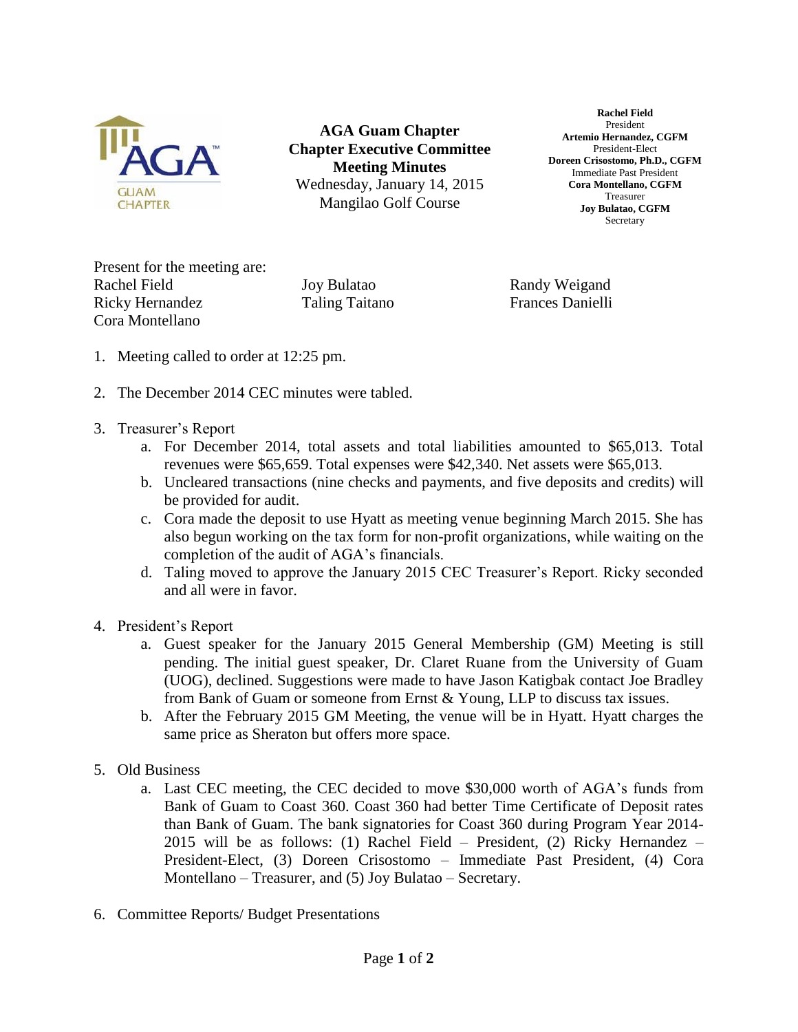# AGA Guam Chapter
## Chapter Executive Committee
## Meeting Minutes

Wednesday, January 14, 2015
Mangilao Golf Course

**Rachel Field**
President
**Artemio Hernandez, CGFM**
President-Elect
**Doreen Crisostomo, Ph.D., CGFM**
Immediate Past President
**Cora Montellano, CGFM**
Treasurer
**Joy Bulatao, CGFM**
Secretary

Present for the meeting are:

Rachel Field
Ricky Hernandez
Cora Montellano
Joy Bulatao
Taling Taitano
Randy Weigand
Frances Danielli

1. Meeting called to order at 12:25 pm.

2. The December 2014 CEC minutes were tabled.

3. Treasurer's Report
   a. For December 2014, total assets and total liabilities amounted to $65,013. Total revenues were $65,659. Total expenses were $42,340. Net assets were $65,013.
   b. Uncleared transactions (nine checks and payments, and five deposits and credits) will be provided for audit.
   c. Cora made the deposit to use Hyatt as meeting venue beginning March 2015. She has also begun working on the tax form for non-profit organizations, while waiting on the completion of the audit of AGA's financials.
   d. Taling moved to approve the January 2015 CEC Treasurer's Report. Ricky seconded and all were in favor.

4. President's Report
   a. Guest speaker for the January 2015 General Membership (GM) Meeting is still pending. The initial guest speaker, Dr. Claret Ruane from the University of Guam (UOG), declined. Suggestions were made to have Jason Katigbak contact Joe Bradley from Bank of Guam or someone from Ernst & Young, LLP to discuss tax issues.
   b. After the February 2015 GM Meeting, the venue will be in Hyatt. Hyatt charges the same price as Sheraton but offers more space.

5. Old Business
   a. Last CEC meeting, the CEC decided to move $30,000 worth of AGA's funds from Bank of Guam to Coast 360. Coast 360 had better Time Certificate of Deposit rates than Bank of Guam. The bank signatories for Coast 360 during Program Year 2014-2015 will be as follows: (1) Rachel Field – President, (2) Ricky Hernandez – President-Elect, (3) Doreen Crisostomo – Immediate Past President, (4) Cora Montellano – Treasurer, and (5) Joy Bulatao – Secretary.

6. Committee Reports/ Budget Presentations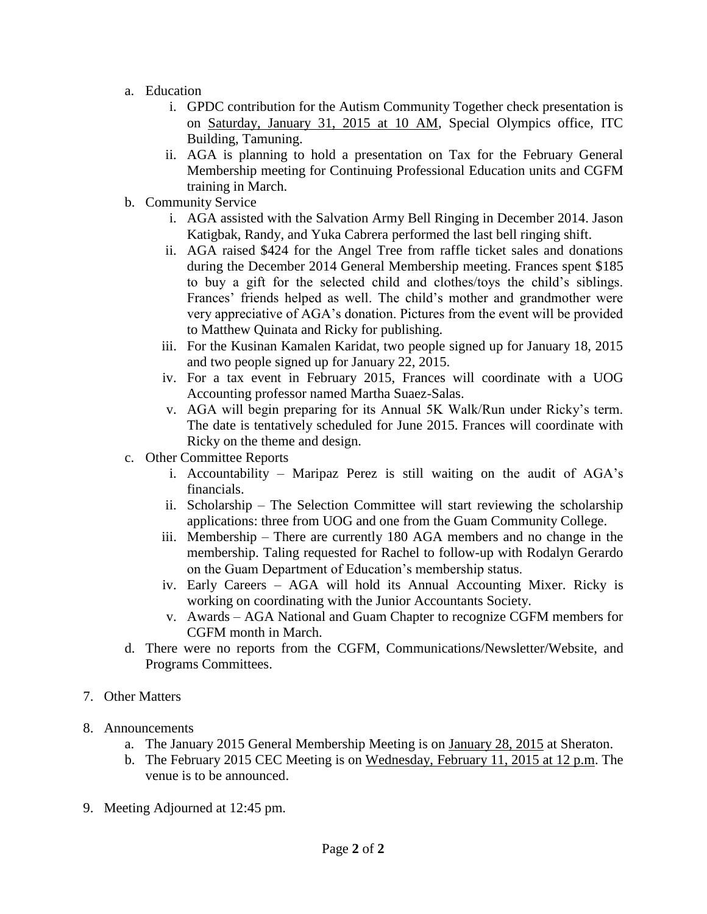a. Education
   i. GPDC contribution for the Autism Community Together check presentation is on Saturday, January 31, 2015 at 10 AM, Special Olympics office, ITC Building, Tamuning.
   ii. AGA is planning to hold a presentation on Tax for the February General Membership meeting for Continuing Professional Education units and CGFM training in March.

b. Community Service
   i. AGA assisted with the Salvation Army Bell Ringing in December 2014. Jason Katigbak, Randy, and Yuka Cabrera performed the last bell ringing shift.
   ii. AGA raised $424 for the Angel Tree from raffle ticket sales and donations during the December 2014 General Membership meeting. Frances spent $185 to buy a gift for the selected child and clothes/toys the child's siblings. Frances' friends helped as well. The child's mother and grandmother were very appreciative of AGA's donation. Pictures from the event will be provided to Matthew Quinata and Ricky for publishing.
   iii. For the Kusinan Kamalen Karidat, two people signed up for January 18, 2015 and two people signed up for January 22, 2015.
   iv. For a tax event in February 2015, Frances will coordinate with a UOG Accounting professor named Martha Suaez-Salas.
   v. AGA will begin preparing for its Annual 5K Walk/Run under Ricky's term. The date is tentatively scheduled for June 2015. Frances will coordinate with Ricky on the theme and design.

c. Other Committee Reports
   i. Accountability – Maripaz Perez is still waiting on the audit of AGA's financials.
   ii. Scholarship – The Selection Committee will start reviewing the scholarship applications: three from UOG and one from the Guam Community College.
   iii. Membership – There are currently 180 AGA members and no change in the membership. Taling requested for Rachel to follow-up with Rodalyn Gerardo on the Guam Department of Education's membership status.
   iv. Early Careers – AGA will hold its Annual Accounting Mixer. Ricky is working on coordinating with the Junior Accountants Society.
   v. Awards – AGA National and Guam Chapter to recognize CGFM members for CGFM month in March.

d. There were no reports from the CGFM, Communications/Newsletter/Website, and Programs Committees.

7. Other Matters

8. Announcements
   a. The January 2015 General Membership Meeting is on January 28, 2015 at Sheraton.
   b. The February 2015 CEC Meeting is on Wednesday, February 11, 2015 at 12 p.m. The venue is to be announced.

9. Meeting Adjourned at 12:45 pm.